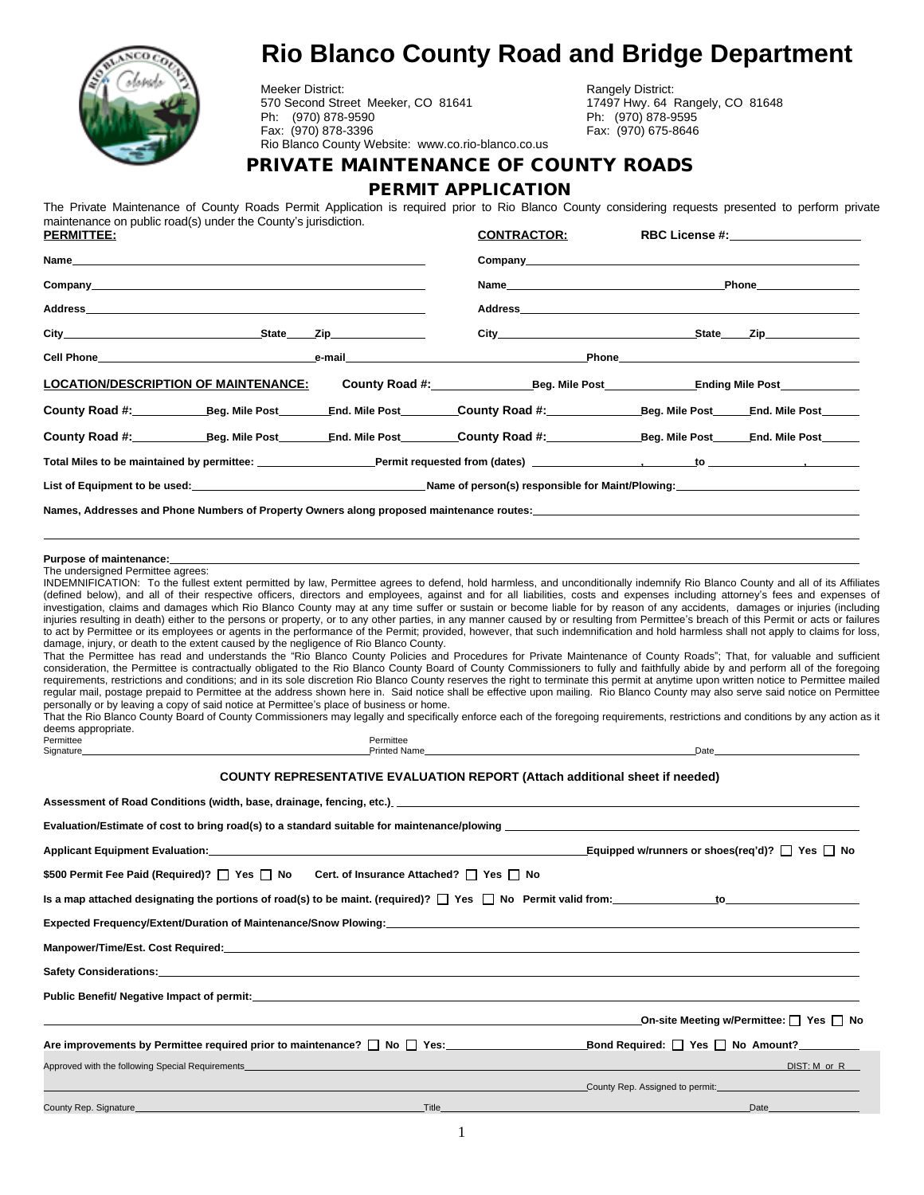# Rio Blanco County Road and Bridge Department

Meeker District:
570 Second Street Meeker, CO 81641
Ph: (970) 878-9590
Fax: (970) 878-3396
Rio Blanco County Website: www.co.rio-blanco.co.us

Rangely District:
17497 Hwy. 64 Rangely, CO 81648
Ph: (970) 878-9595
Fax: (970) 675-8646

## PRIVATE MAINTENANCE OF COUNTY ROADS

## PERMIT APPLICATION

The Private Maintenance of County Roads Permit Application is required prior to Rio Blanco County considering requests presented to perform private maintenance on public road(s) under the County's jurisdiction.

**PERMITTEE:**

**Name**\_\_\_\_\_\_\_\_\_\_

**Company**\_\_\_\_\_\_\_\_\_\_

**Address**\_\_\_\_\_\_\_\_\_\_

**City**\_\_\_\_\_\_\_\_\_\_ **State**\_\_\_\_ **Zip**\_\_\_\_\_\_\_\_

**Cell Phone**\_\_\_\_\_\_\_\_\_\_ **e-mail**\_\_\_\_\_\_\_\_\_\_

**CONTRACTOR:** **RBC License #:**\_\_\_\_\_\_\_\_\_\_

**Company**\_\_\_\_\_\_\_\_\_\_

**Name**\_\_\_\_\_\_\_\_\_\_ **Phone**\_\_\_\_\_\_\_\_\_\_

**Address**\_\_\_\_\_\_\_\_\_\_

**City**\_\_\_\_\_\_\_\_\_\_ **State**\_\_\_\_ **Zip**\_\_\_\_\_\_\_\_

**Phone**\_\_\_\_\_\_\_\_\_\_

**LOCATION/DESCRIPTION OF MAINTENANCE:** **County Road #:**\_\_\_\_\_\_\_\_ **Beg. Mile Post**\_\_\_\_\_\_\_\_ **Ending Mile Post**\_\_\_\_\_\_\_\_

**County Road #:**\_\_\_\_\_\_ **Beg. Mile Post**\_\_\_\_\_\_ **End. Mile Post**\_\_\_\_\_\_ **County Road #:**\_\_\_\_\_\_ **Beg. Mile Post**\_\_\_\_\_\_ **End. Mile Post**\_\_\_\_\_\_

**County Road #:**\_\_\_\_\_\_ **Beg. Mile Post**\_\_\_\_\_\_ **End. Mile Post**\_\_\_\_\_\_ **County Road #:**\_\_\_\_\_\_ **Beg. Mile Post**\_\_\_\_\_\_ **End. Mile Post**\_\_\_\_\_\_

**Total Miles to be maintained by permittee:**\_\_\_\_\_\_\_\_ **Permit requested from (dates)**\_\_\_\_\_\_\_\_**,**\_\_\_\_ **to**\_\_\_\_\_\_\_\_**,**\_\_\_\_

**List of Equipment to be used:**\_\_\_\_\_\_\_\_\_\_ **Name of person(s) responsible for Maint/Plowing:**\_\_\_\_\_\_\_\_\_\_

**Names, Addresses and Phone Numbers of Property Owners along proposed maintenance routes:**\_\_\_\_\_\_\_\_\_\_

**Purpose of maintenance:**\_\_\_\_\_\_\_\_\_\_

The undersigned Permittee agrees:

INDEMNIFICATION: To the fullest extent permitted by law, Permittee agrees to defend, hold harmless, and unconditionally indemnify Rio Blanco County and all of its Affiliates (defined below), and all of their respective officers, directors and employees, against and for all liabilities, costs and expenses including attorney's fees and expenses of investigation, claims and damages which Rio Blanco County may at any time suffer or sustain or become liable for by reason of any accidents, damages or injuries (including injuries resulting in death) either to the persons or property, or to any other parties, in any manner caused by or resulting from Permittee's breach of this Permit or acts or failures to act by Permittee or its employees or agents in the performance of the Permit; provided, however, that such indemnification and hold harmless shall not apply to claims for loss, damage, injury, or death to the extent caused by the negligence of Rio Blanco County.

That the Permittee has read and understands the "Rio Blanco County Policies and Procedures for Private Maintenance of County Roads"; That, for valuable and sufficient consideration, the Permittee is contractually obligated to the Rio Blanco County Board of County Commissioners to fully and faithfully abide by and perform all of the foregoing requirements, restrictions and conditions; and in its sole discretion Rio Blanco County reserves the right to terminate this permit at anytime upon written notice to Permittee mailed regular mail, postage prepaid to Permittee at the address shown here in. Said notice shall be effective upon mailing. Rio Blanco County may also serve said notice on Permittee personally or by leaving a copy of said notice at Permittee's place of business or home.

That the Rio Blanco County Board of County Commissioners may legally and specifically enforce each of the foregoing requirements, restrictions and conditions by any action as it deems appropriate.

Permittee Signature\_\_\_\_\_\_\_\_\_\_ Permittee Printed Name\_\_\_\_\_\_\_\_\_\_ Date\_\_\_\_\_\_\_\_

### COUNTY REPRESENTATIVE EVALUATION REPORT (Attach additional sheet if needed)

**Assessment of Road Conditions (width, base, drainage, fencing, etc.)**\_\_\_\_\_\_\_\_\_\_

**Evaluation/Estimate of cost to bring road(s) to a standard suitable for maintenance/plowing**\_\_\_\_\_\_\_\_\_\_

**Applicant Equipment Evaluation:**\_\_\_\_\_\_\_\_\_\_ **Equipped w/runners or shoes(req'd)?** ☐ **Yes** ☐ **No**

**$500 Permit Fee Paid (Required)?** ☐ **Yes** ☐ **No** **Cert. of Insurance Attached?** ☐ **Yes** ☐ **No**

**Is a map attached designating the portions of road(s) to be maint. (required)?** ☐ **Yes** ☐ **No** **Permit valid from:**\_\_\_\_\_\_\_\_ **to**\_\_\_\_\_\_\_\_

**Expected Frequency/Extent/Duration of Maintenance/Snow Plowing:**\_\_\_\_\_\_\_\_\_\_

**Manpower/Time/Est. Cost Required:**\_\_\_\_\_\_\_\_\_\_

**Safety Considerations:**\_\_\_\_\_\_\_\_\_\_

**Public Benefit/ Negative Impact of permit:**\_\_\_\_\_\_\_\_\_\_

\_\_\_\_\_\_\_\_\_\_ **On-site Meeting w/Permittee:** ☐ **Yes** ☐ **No**

**Are improvements by Permittee required prior to maintenance?** ☐ **No** ☐ **Yes:**\_\_\_\_\_\_\_\_ **Bond Required:** ☐ **Yes** ☐ **No Amount?**\_\_\_\_\_\_

Approved with the following Special Requirements\_\_\_\_\_\_\_\_\_\_ DIST: M or R

\_\_\_\_\_\_\_\_\_\_ County Rep. Assigned to permit:\_\_\_\_\_\_\_\_\_\_

County Rep. Signature\_\_\_\_\_\_\_\_\_\_ Title\_\_\_\_\_\_\_\_\_\_ Date\_\_\_\_\_\_\_\_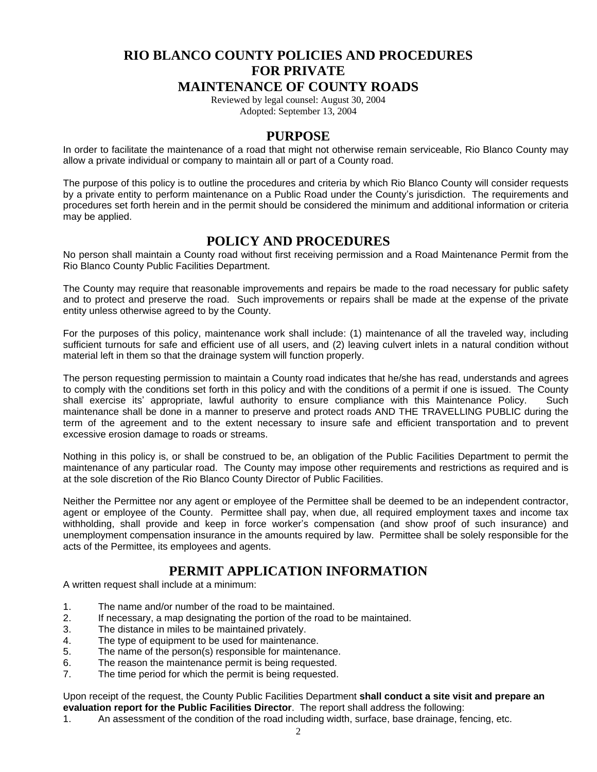# RIO BLANCO COUNTY POLICIES AND PROCEDURES FOR PRIVATE MAINTENANCE OF COUNTY ROADS

Reviewed by legal counsel: August 30, 2004
Adopted: September 13, 2004

## PURPOSE

In order to facilitate the maintenance of a road that might not otherwise remain serviceable, Rio Blanco County may allow a private individual or company to maintain all or part of a County road.

The purpose of this policy is to outline the procedures and criteria by which Rio Blanco County will consider requests by a private entity to perform maintenance on a Public Road under the County's jurisdiction. The requirements and procedures set forth herein and in the permit should be considered the minimum and additional information or criteria may be applied.

## POLICY AND PROCEDURES

No person shall maintain a County road without first receiving permission and a Road Maintenance Permit from the Rio Blanco County Public Facilities Department.

The County may require that reasonable improvements and repairs be made to the road necessary for public safety and to protect and preserve the road. Such improvements or repairs shall be made at the expense of the private entity unless otherwise agreed to by the County.

For the purposes of this policy, maintenance work shall include: (1) maintenance of all the traveled way, including sufficient turnouts for safe and efficient use of all users, and (2) leaving culvert inlets in a natural condition without material left in them so that the drainage system will function properly.

The person requesting permission to maintain a County road indicates that he/she has read, understands and agrees to comply with the conditions set forth in this policy and with the conditions of a permit if one is issued. The County shall exercise its' appropriate, lawful authority to ensure compliance with this Maintenance Policy. Such maintenance shall be done in a manner to preserve and protect roads AND THE TRAVELLING PUBLIC during the term of the agreement and to the extent necessary to insure safe and efficient transportation and to prevent excessive erosion damage to roads or streams.

Nothing in this policy is, or shall be construed to be, an obligation of the Public Facilities Department to permit the maintenance of any particular road. The County may impose other requirements and restrictions as required and is at the sole discretion of the Rio Blanco County Director of Public Facilities.

Neither the Permittee nor any agent or employee of the Permittee shall be deemed to be an independent contractor, agent or employee of the County. Permittee shall pay, when due, all required employment taxes and income tax withholding, shall provide and keep in force worker's compensation (and show proof of such insurance) and unemployment compensation insurance in the amounts required by law. Permittee shall be solely responsible for the acts of the Permittee, its employees and agents.

## PERMIT APPLICATION INFORMATION

A written request shall include at a minimum:

1. The name and/or number of the road to be maintained.
2. If necessary, a map designating the portion of the road to be maintained.
3. The distance in miles to be maintained privately.
4. The type of equipment to be used for maintenance.
5. The name of the person(s) responsible for maintenance.
6. The reason the maintenance permit is being requested.
7. The time period for which the permit is being requested.

Upon receipt of the request, the County Public Facilities Department **shall conduct a site visit and prepare an evaluation report for the Public Facilities Director**. The report shall address the following:

1. An assessment of the condition of the road including width, surface, base drainage, fencing, etc.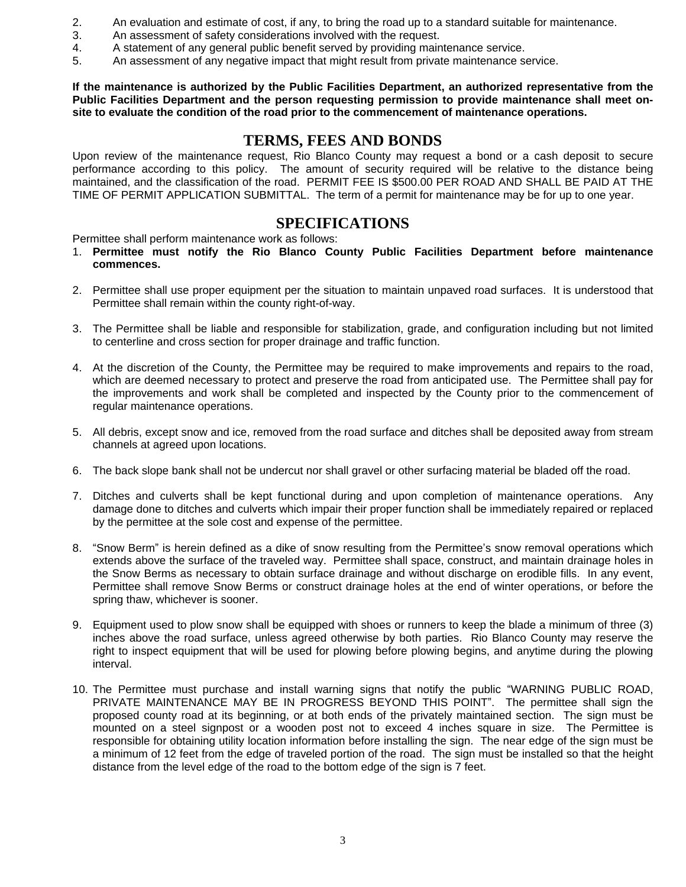2. An evaluation and estimate of cost, if any, to bring the road up to a standard suitable for maintenance.
3. An assessment of safety considerations involved with the request.
4. A statement of any general public benefit served by providing maintenance service.
5. An assessment of any negative impact that might result from private maintenance service.

**If the maintenance is authorized by the Public Facilities Department, an authorized representative from the Public Facilities Department and the person requesting permission to provide maintenance shall meet on-site to evaluate the condition of the road prior to the commencement of maintenance operations.**

## TERMS, FEES AND BONDS

Upon review of the maintenance request, Rio Blanco County may request a bond or a cash deposit to secure performance according to this policy. The amount of security required will be relative to the distance being maintained, and the classification of the road. PERMIT FEE IS $500.00 PER ROAD AND SHALL BE PAID AT THE TIME OF PERMIT APPLICATION SUBMITTAL. The term of a permit for maintenance may be for up to one year.

## SPECIFICATIONS

Permittee shall perform maintenance work as follows:

1. **Permittee must notify the Rio Blanco County Public Facilities Department before maintenance commences.**

2. Permittee shall use proper equipment per the situation to maintain unpaved road surfaces. It is understood that Permittee shall remain within the county right-of-way.

3. The Permittee shall be liable and responsible for stabilization, grade, and configuration including but not limited to centerline and cross section for proper drainage and traffic function.

4. At the discretion of the County, the Permittee may be required to make improvements and repairs to the road, which are deemed necessary to protect and preserve the road from anticipated use. The Permittee shall pay for the improvements and work shall be completed and inspected by the County prior to the commencement of regular maintenance operations.

5. All debris, except snow and ice, removed from the road surface and ditches shall be deposited away from stream channels at agreed upon locations.

6. The back slope bank shall not be undercut nor shall gravel or other surfacing material be bladed off the road.

7. Ditches and culverts shall be kept functional during and upon completion of maintenance operations. Any damage done to ditches and culverts which impair their proper function shall be immediately repaired or replaced by the permittee at the sole cost and expense of the permittee.

8. "Snow Berm" is herein defined as a dike of snow resulting from the Permittee's snow removal operations which extends above the surface of the traveled way. Permittee shall space, construct, and maintain drainage holes in the Snow Berms as necessary to obtain surface drainage and without discharge on erodible fills. In any event, Permittee shall remove Snow Berms or construct drainage holes at the end of winter operations, or before the spring thaw, whichever is sooner.

9. Equipment used to plow snow shall be equipped with shoes or runners to keep the blade a minimum of three (3) inches above the road surface, unless agreed otherwise by both parties. Rio Blanco County may reserve the right to inspect equipment that will be used for plowing before plowing begins, and anytime during the plowing interval.

10. The Permittee must purchase and install warning signs that notify the public "WARNING PUBLIC ROAD, PRIVATE MAINTENANCE MAY BE IN PROGRESS BEYOND THIS POINT". The permittee shall sign the proposed county road at its beginning, or at both ends of the privately maintained section. The sign must be mounted on a steel signpost or a wooden post not to exceed 4 inches square in size. The Permittee is responsible for obtaining utility location information before installing the sign. The near edge of the sign must be a minimum of 12 feet from the edge of traveled portion of the road. The sign must be installed so that the height distance from the level edge of the road to the bottom edge of the sign is 7 feet.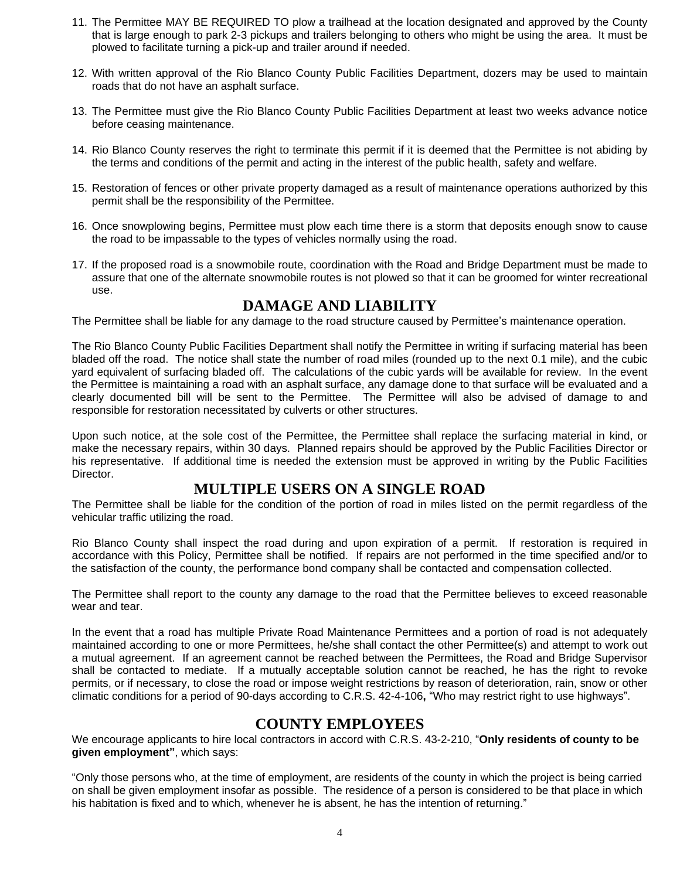11. The Permittee MAY BE REQUIRED TO plow a trailhead at the location designated and approved by the County that is large enough to park 2-3 pickups and trailers belonging to others who might be using the area. It must be plowed to facilitate turning a pick-up and trailer around if needed.

12. With written approval of the Rio Blanco County Public Facilities Department, dozers may be used to maintain roads that do not have an asphalt surface.

13. The Permittee must give the Rio Blanco County Public Facilities Department at least two weeks advance notice before ceasing maintenance.

14. Rio Blanco County reserves the right to terminate this permit if it is deemed that the Permittee is not abiding by the terms and conditions of the permit and acting in the interest of the public health, safety and welfare.

15. Restoration of fences or other private property damaged as a result of maintenance operations authorized by this permit shall be the responsibility of the Permittee.

16. Once snowplowing begins, Permittee must plow each time there is a storm that deposits enough snow to cause the road to be impassable to the types of vehicles normally using the road.

17. If the proposed road is a snowmobile route, coordination with the Road and Bridge Department must be made to assure that one of the alternate snowmobile routes is not plowed so that it can be groomed for winter recreational use.

## DAMAGE AND LIABILITY

The Permittee shall be liable for any damage to the road structure caused by Permittee's maintenance operation.

The Rio Blanco County Public Facilities Department shall notify the Permittee in writing if surfacing material has been bladed off the road. The notice shall state the number of road miles (rounded up to the next 0.1 mile), and the cubic yard equivalent of surfacing bladed off. The calculations of the cubic yards will be available for review. In the event the Permittee is maintaining a road with an asphalt surface, any damage done to that surface will be evaluated and a clearly documented bill will be sent to the Permittee. The Permittee will also be advised of damage to and responsible for restoration necessitated by culverts or other structures.

Upon such notice, at the sole cost of the Permittee, the Permittee shall replace the surfacing material in kind, or make the necessary repairs, within 30 days. Planned repairs should be approved by the Public Facilities Director or his representative. If additional time is needed the extension must be approved in writing by the Public Facilities Director.

## MULTIPLE USERS ON A SINGLE ROAD

The Permittee shall be liable for the condition of the portion of road in miles listed on the permit regardless of the vehicular traffic utilizing the road.

Rio Blanco County shall inspect the road during and upon expiration of a permit. If restoration is required in accordance with this Policy, Permittee shall be notified. If repairs are not performed in the time specified and/or to the satisfaction of the county, the performance bond company shall be contacted and compensation collected.

The Permittee shall report to the county any damage to the road that the Permittee believes to exceed reasonable wear and tear.

In the event that a road has multiple Private Road Maintenance Permittees and a portion of road is not adequately maintained according to one or more Permittees, he/she shall contact the other Permittee(s) and attempt to work out a mutual agreement. If an agreement cannot be reached between the Permittees, the Road and Bridge Supervisor shall be contacted to mediate. If a mutually acceptable solution cannot be reached, he has the right to revoke permits, or if necessary, to close the road or impose weight restrictions by reason of deterioration, rain, snow or other climatic conditions for a period of 90-days according to C.R.S. 42-4-106**,** "Who may restrict right to use highways".

## COUNTY EMPLOYEES

We encourage applicants to hire local contractors in accord with C.R.S. 43-2-210, "**Only residents of county to be given employment"**, which says:

"Only those persons who, at the time of employment, are residents of the county in which the project is being carried on shall be given employment insofar as possible. The residence of a person is considered to be that place in which his habitation is fixed and to which, whenever he is absent, he has the intention of returning."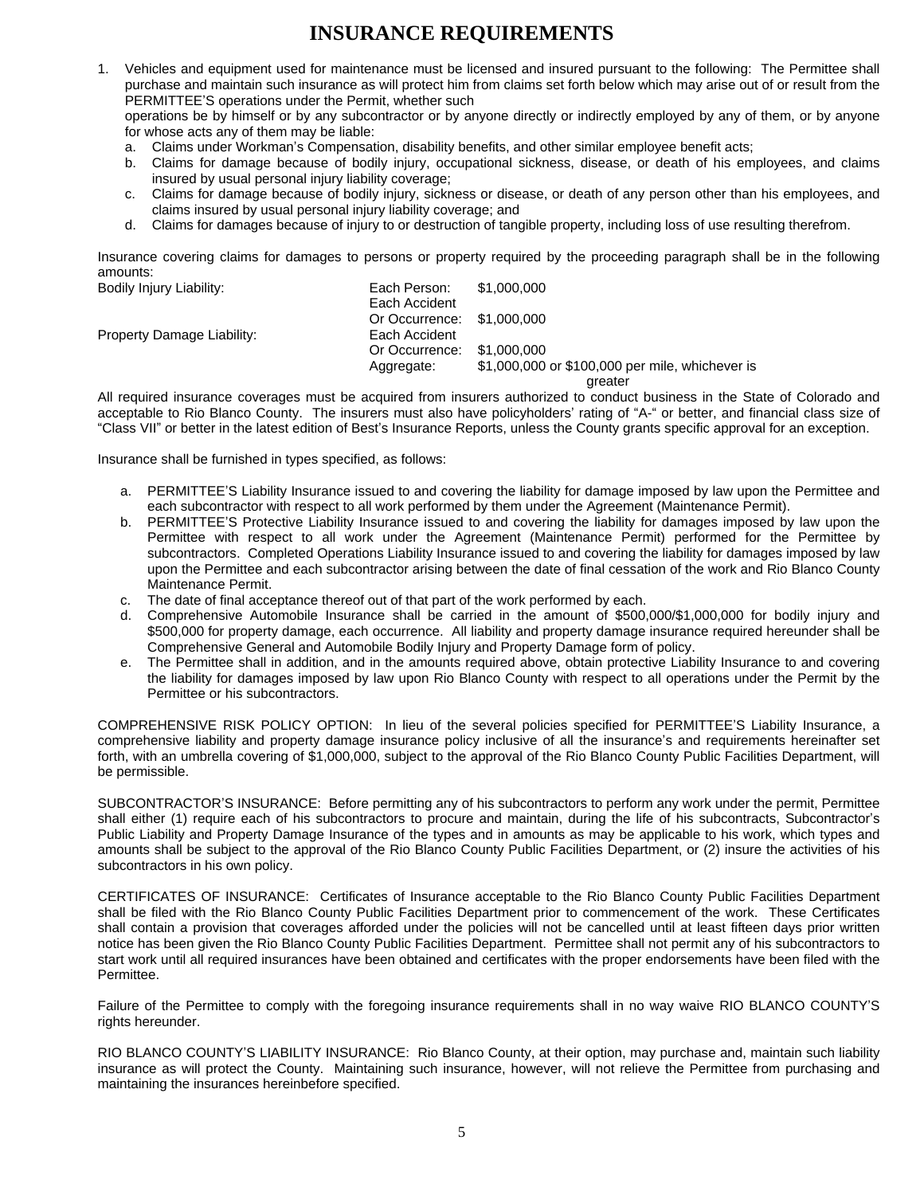# INSURANCE REQUIREMENTS

1. Vehicles and equipment used for maintenance must be licensed and insured pursuant to the following: The Permittee shall purchase and maintain such insurance as will protect him from claims set forth below which may arise out of or result from the PERMITTEE'S operations under the Permit, whether such operations be by himself or by any subcontractor or by anyone directly or indirectly employed by any of them, or by anyone for whose acts any of them may be liable:
   a. Claims under Workman's Compensation, disability benefits, and other similar employee benefit acts;
   b. Claims for damage because of bodily injury, occupational sickness, disease, or death of his employees, and claims insured by usual personal injury liability coverage;
   c. Claims for damage because of bodily injury, sickness or disease, or death of any person other than his employees, and claims insured by usual personal injury liability coverage; and
   d. Claims for damages because of injury to or destruction of tangible property, including loss of use resulting therefrom.

Insurance covering claims for damages to persons or property required by the proceeding paragraph shall be in the following amounts:

| | | |
|---|---|---|
| Bodily Injury Liability: | Each Person: | $1,000,000 |
| | Each Accident Or Occurrence: | $1,000,000 |
| Property Damage Liability: | Each Accident Or Occurrence: | $1,000,000 |
| | Aggregate: | $1,000,000 or $100,000 per mile, whichever is greater |

All required insurance coverages must be acquired from insurers authorized to conduct business in the State of Colorado and acceptable to Rio Blanco County. The insurers must also have policyholders' rating of "A-" or better, and financial class size of "Class VII" or better in the latest edition of Best's Insurance Reports, unless the County grants specific approval for an exception.

Insurance shall be furnished in types specified, as follows:

a. PERMITTEE'S Liability Insurance issued to and covering the liability for damage imposed by law upon the Permittee and each subcontractor with respect to all work performed by them under the Agreement (Maintenance Permit).
b. PERMITTEE'S Protective Liability Insurance issued to and covering the liability for damages imposed by law upon the Permittee with respect to all work under the Agreement (Maintenance Permit) performed for the Permittee by subcontractors. Completed Operations Liability Insurance issued to and covering the liability for damages imposed by law upon the Permittee and each subcontractor arising between the date of final cessation of the work and Rio Blanco County Maintenance Permit.
c. The date of final acceptance thereof out of that part of the work performed by each.
d. Comprehensive Automobile Insurance shall be carried in the amount of $500,000/$1,000,000 for bodily injury and $500,000 for property damage, each occurrence. All liability and property damage insurance required hereunder shall be Comprehensive General and Automobile Bodily Injury and Property Damage form of policy.
e. The Permittee shall in addition, and in the amounts required above, obtain protective Liability Insurance to and covering the liability for damages imposed by law upon Rio Blanco County with respect to all operations under the Permit by the Permittee or his subcontractors.

COMPREHENSIVE RISK POLICY OPTION: In lieu of the several policies specified for PERMITTEE'S Liability Insurance, a comprehensive liability and property damage insurance policy inclusive of all the insurance's and requirements hereinafter set forth, with an umbrella covering of $1,000,000, subject to the approval of the Rio Blanco County Public Facilities Department, will be permissible.

SUBCONTRACTOR'S INSURANCE: Before permitting any of his subcontractors to perform any work under the permit, Permittee shall either (1) require each of his subcontractors to procure and maintain, during the life of his subcontracts, Subcontractor's Public Liability and Property Damage Insurance of the types and in amounts as may be applicable to his work, which types and amounts shall be subject to the approval of the Rio Blanco County Public Facilities Department, or (2) insure the activities of his subcontractors in his own policy.

CERTIFICATES OF INSURANCE: Certificates of Insurance acceptable to the Rio Blanco County Public Facilities Department shall be filed with the Rio Blanco County Public Facilities Department prior to commencement of the work. These Certificates shall contain a provision that coverages afforded under the policies will not be cancelled until at least fifteen days prior written notice has been given the Rio Blanco County Public Facilities Department. Permittee shall not permit any of his subcontractors to start work until all required insurances have been obtained and certificates with the proper endorsements have been filed with the Permittee.

Failure of the Permittee to comply with the foregoing insurance requirements shall in no way waive RIO BLANCO COUNTY'S rights hereunder.

RIO BLANCO COUNTY'S LIABILITY INSURANCE: Rio Blanco County, at their option, may purchase and, maintain such liability insurance as will protect the County. Maintaining such insurance, however, will not relieve the Permittee from purchasing and maintaining the insurances hereinbefore specified.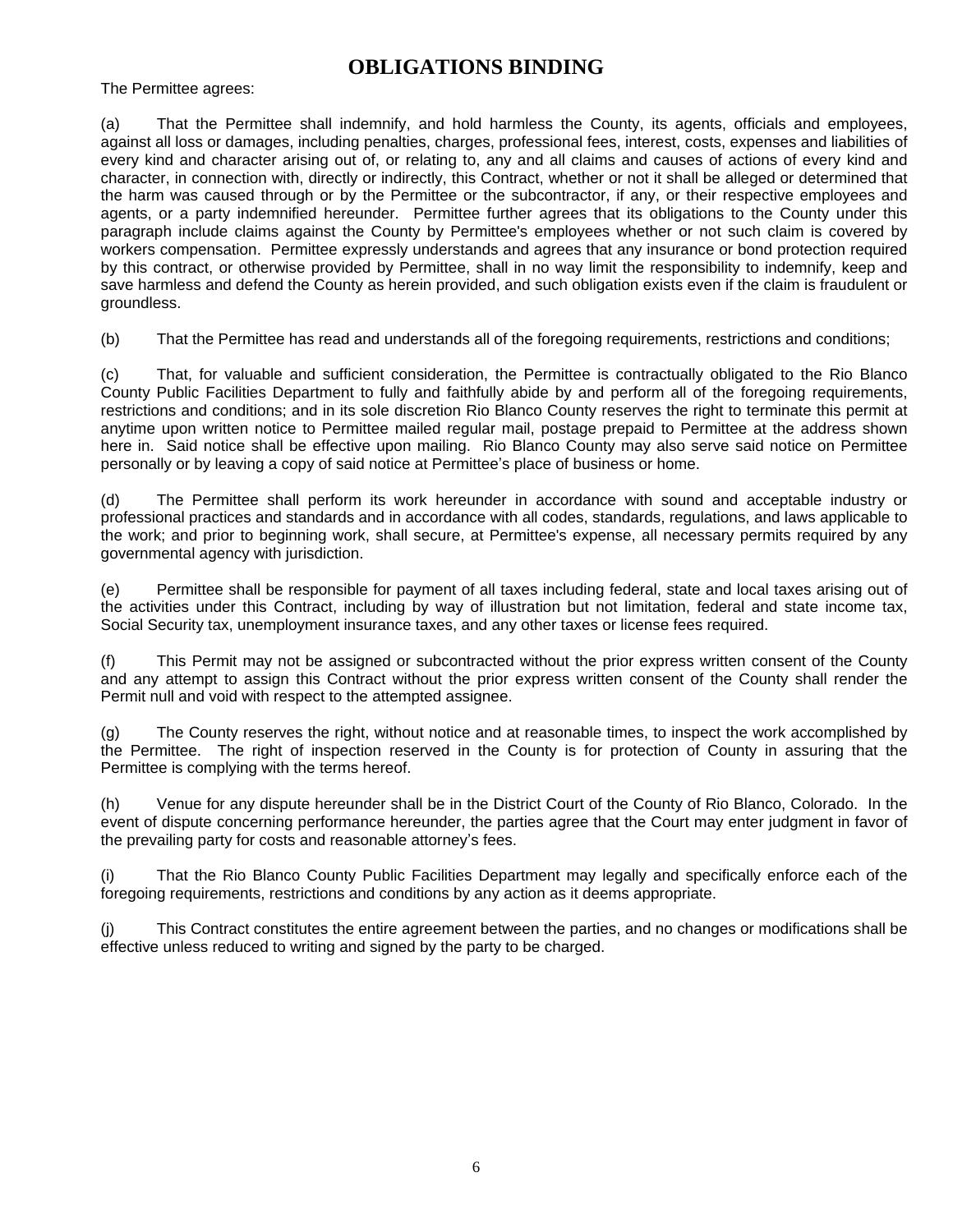# OBLIGATIONS BINDING

The Permittee agrees:

(a) That the Permittee shall indemnify, and hold harmless the County, its agents, officials and employees, against all loss or damages, including penalties, charges, professional fees, interest, costs, expenses and liabilities of every kind and character arising out of, or relating to, any and all claims and causes of actions of every kind and character, in connection with, directly or indirectly, this Contract, whether or not it shall be alleged or determined that the harm was caused through or by the Permittee or the subcontractor, if any, or their respective employees and agents, or a party indemnified hereunder. Permittee further agrees that its obligations to the County under this paragraph include claims against the County by Permittee's employees whether or not such claim is covered by workers compensation. Permittee expressly understands and agrees that any insurance or bond protection required by this contract, or otherwise provided by Permittee, shall in no way limit the responsibility to indemnify, keep and save harmless and defend the County as herein provided, and such obligation exists even if the claim is fraudulent or groundless.

(b) That the Permittee has read and understands all of the foregoing requirements, restrictions and conditions;

(c) That, for valuable and sufficient consideration, the Permittee is contractually obligated to the Rio Blanco County Public Facilities Department to fully and faithfully abide by and perform all of the foregoing requirements, restrictions and conditions; and in its sole discretion Rio Blanco County reserves the right to terminate this permit at anytime upon written notice to Permittee mailed regular mail, postage prepaid to Permittee at the address shown here in. Said notice shall be effective upon mailing. Rio Blanco County may also serve said notice on Permittee personally or by leaving a copy of said notice at Permittee's place of business or home.

(d) The Permittee shall perform its work hereunder in accordance with sound and acceptable industry or professional practices and standards and in accordance with all codes, standards, regulations, and laws applicable to the work; and prior to beginning work, shall secure, at Permittee's expense, all necessary permits required by any governmental agency with jurisdiction.

(e) Permittee shall be responsible for payment of all taxes including federal, state and local taxes arising out of the activities under this Contract, including by way of illustration but not limitation, federal and state income tax, Social Security tax, unemployment insurance taxes, and any other taxes or license fees required.

(f) This Permit may not be assigned or subcontracted without the prior express written consent of the County and any attempt to assign this Contract without the prior express written consent of the County shall render the Permit null and void with respect to the attempted assignee.

(g) The County reserves the right, without notice and at reasonable times, to inspect the work accomplished by the Permittee. The right of inspection reserved in the County is for protection of County in assuring that the Permittee is complying with the terms hereof.

(h) Venue for any dispute hereunder shall be in the District Court of the County of Rio Blanco, Colorado. In the event of dispute concerning performance hereunder, the parties agree that the Court may enter judgment in favor of the prevailing party for costs and reasonable attorney's fees.

(i) That the Rio Blanco County Public Facilities Department may legally and specifically enforce each of the foregoing requirements, restrictions and conditions by any action as it deems appropriate.

(j) This Contract constitutes the entire agreement between the parties, and no changes or modifications shall be effective unless reduced to writing and signed by the party to be charged.